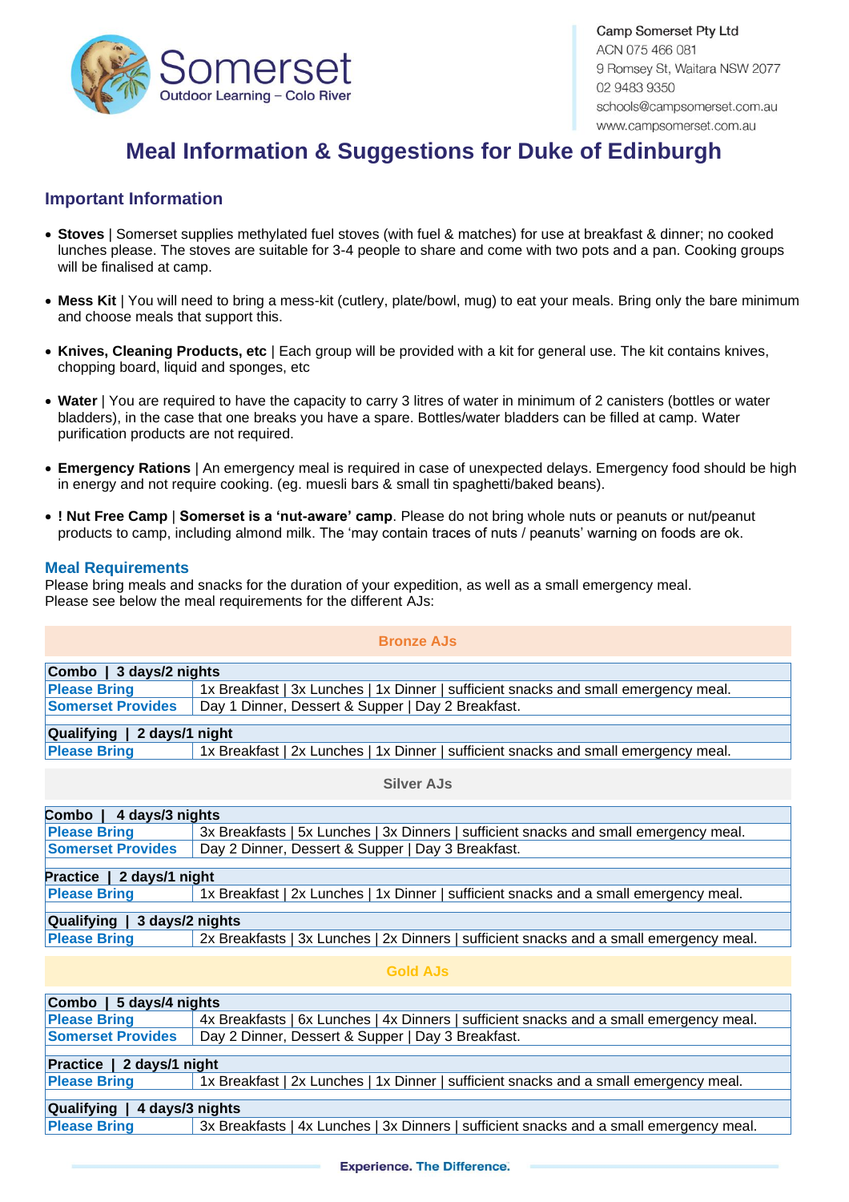Somerset
Outdoor Learning – Colo River

Camp Somerset Pty Ltd
ACN 075 466 081
9 Romsey St, Waitara NSW 2077
02 9483 9350
schools@campsomerset.com.au
www.campsomerset.com.au

# Meal Information & Suggestions for Duke of Edinburgh

## Important Information

- **Stoves** | Somerset supplies methylated fuel stoves (with fuel & matches) for use at breakfast & dinner; no cooked lunches please. The stoves are suitable for 3-4 people to share and come with two pots and a pan. Cooking groups will be finalised at camp.
- **Mess Kit** | You will need to bring a mess-kit (cutlery, plate/bowl, mug) to eat your meals. Bring only the bare minimum and choose meals that support this.
- **Knives, Cleaning Products, etc** | Each group will be provided with a kit for general use. The kit contains knives, chopping board, liquid and sponges, etc
- **Water** | You are required to have the capacity to carry 3 litres of water in minimum of 2 canisters (bottles or water bladders), in the case that one breaks you have a spare. Bottles/water bladders can be filled at camp. Water purification products are not required.
- **Emergency Rations** | An emergency meal is required in case of unexpected delays. Emergency food should be high in energy and not require cooking. (eg. muesli bars & small tin spaghetti/baked beans).
- **! Nut Free Camp** | **Somerset is a 'nut-aware' camp**. Please do not bring whole nuts or peanuts or nut/peanut products to camp, including almond milk. The 'may contain traces of nuts / peanuts' warning on foods are ok.

## Meal Requirements

Please bring meals and snacks for the duration of your expedition, as well as a small emergency meal.
Please see below the meal requirements for the different AJs:

### Bronze AJs

| Combo \| 3 days/2 nights | |
|---|---|
| **Please Bring** | 1x Breakfast \| 3x Lunches \| 1x Dinner \| sufficient snacks and small emergency meal. |
| **Somerset Provides** | Day 1 Dinner, Dessert & Supper \| Day 2 Breakfast. |

| Qualifying \| 2 days/1 night | |
|---|---|
| **Please Bring** | 1x Breakfast \| 2x Lunches \| 1x Dinner \| sufficient snacks and small emergency meal. |

### Silver AJs

| Combo \| 4 days/3 nights | |
|---|---|
| **Please Bring** | 3x Breakfasts \| 5x Lunches \| 3x Dinners \| sufficient snacks and small emergency meal. |
| **Somerset Provides** | Day 2 Dinner, Dessert & Supper \| Day 3 Breakfast. |

| Practice \| 2 days/1 night | |
|---|---|
| **Please Bring** | 1x Breakfast \| 2x Lunches \| 1x Dinner \| sufficient snacks and a small emergency meal. |

| Qualifying \| 3 days/2 nights | |
|---|---|
| **Please Bring** | 2x Breakfasts \| 3x Lunches \| 2x Dinners \| sufficient snacks and a small emergency meal. |

### Gold AJs

| Combo \| 5 days/4 nights | |
|---|---|
| **Please Bring** | 4x Breakfasts \| 6x Lunches \| 4x Dinners \| sufficient snacks and a small emergency meal. |
| **Somerset Provides** | Day 2 Dinner, Dessert & Supper \| Day 3 Breakfast. |

| Practice \| 2 days/1 night | |
|---|---|
| **Please Bring** | 1x Breakfast \| 2x Lunches \| 1x Dinner \| sufficient snacks and a small emergency meal. |

| Qualifying \| 4 days/3 nights | |
|---|---|
| **Please Bring** | 3x Breakfasts \| 4x Lunches \| 3x Dinners \| sufficient snacks and a small emergency meal. |

Experience. The Difference.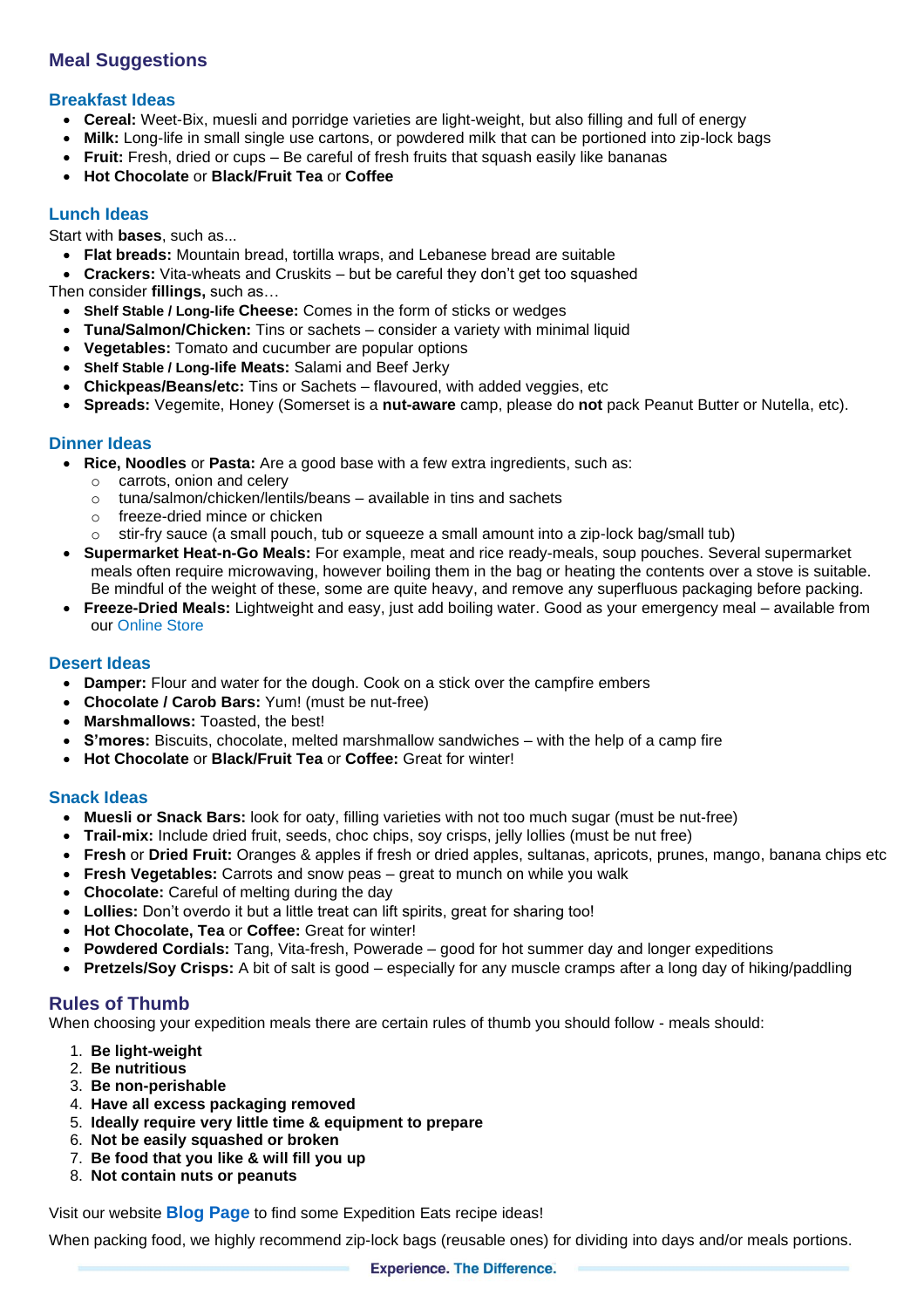## Meal Suggestions

### Breakfast Ideas

- **Cereal:** Weet-Bix, muesli and porridge varieties are light-weight, but also filling and full of energy
- **Milk:** Long-life in small single use cartons, or powdered milk that can be portioned into zip-lock bags
- **Fruit:** Fresh, dried or cups – Be careful of fresh fruits that squash easily like bananas
- **Hot Chocolate** or **Black/Fruit Tea** or **Coffee**

### Lunch Ideas

Start with **bases**, such as...

- **Flat breads:** Mountain bread, tortilla wraps, and Lebanese bread are suitable
- **Crackers:** Vita-wheats and Cruskits – but be careful they don't get too squashed

Then consider **fillings,** such as…

- **Shelf Stable / Long-life Cheese:** Comes in the form of sticks or wedges
- **Tuna/Salmon/Chicken:** Tins or sachets – consider a variety with minimal liquid
- **Vegetables:** Tomato and cucumber are popular options
- **Shelf Stable / Long-life Meats:** Salami and Beef Jerky
- **Chickpeas/Beans/etc:** Tins or Sachets – flavoured, with added veggies, etc
- **Spreads:** Vegemite, Honey (Somerset is a **nut-aware** camp, please do **not** pack Peanut Butter or Nutella, etc).

### Dinner Ideas

- **Rice, Noodles** or **Pasta:** Are a good base with a few extra ingredients, such as:
  - carrots, onion and celery
  - tuna/salmon/chicken/lentils/beans – available in tins and sachets
  - freeze-dried mince or chicken
  - stir-fry sauce (a small pouch, tub or squeeze a small amount into a zip-lock bag/small tub)
- **Supermarket Heat-n-Go Meals:** For example, meat and rice ready-meals, soup pouches. Several supermarket meals often require microwaving, however boiling them in the bag or heating the contents over a stove is suitable. Be mindful of the weight of these, some are quite heavy, and remove any superfluous packaging before packing.
- **Freeze-Dried Meals:** Lightweight and easy, just add boiling water. Good as your emergency meal – available from our Online Store

### Desert Ideas

- **Damper:** Flour and water for the dough. Cook on a stick over the campfire embers
- **Chocolate / Carob Bars:** Yum! (must be nut-free)
- **Marshmallows:** Toasted, the best!
- **S'mores:** Biscuits, chocolate, melted marshmallow sandwiches – with the help of a camp fire
- **Hot Chocolate** or **Black/Fruit Tea** or **Coffee:** Great for winter!

### Snack Ideas

- **Muesli or Snack Bars:** look for oaty, filling varieties with not too much sugar (must be nut-free)
- **Trail-mix:** Include dried fruit, seeds, choc chips, soy crisps, jelly lollies (must be nut free)
- **Fresh** or **Dried Fruit:** Oranges & apples if fresh or dried apples, sultanas, apricots, prunes, mango, banana chips etc
- **Fresh Vegetables:** Carrots and snow peas – great to munch on while you walk
- **Chocolate:** Careful of melting during the day
- **Lollies:** Don't overdo it but a little treat can lift spirits, great for sharing too!
- **Hot Chocolate, Tea** or **Coffee:** Great for winter!
- **Powdered Cordials:** Tang, Vita-fresh, Powerade – good for hot summer day and longer expeditions
- **Pretzels/Soy Crisps:** A bit of salt is good – especially for any muscle cramps after a long day of hiking/paddling

## Rules of Thumb

When choosing your expedition meals there are certain rules of thumb you should follow - meals should:

1. **Be light-weight**
2. **Be nutritious**
3. **Be non-perishable**
4. **Have all excess packaging removed**
5. **Ideally require very little time & equipment to prepare**
6. **Not be easily squashed or broken**
7. **Be food that you like & will fill you up**
8. **Not contain nuts or peanuts**

Visit our website **Blog Page** to find some Expedition Eats recipe ideas!

When packing food, we highly recommend zip-lock bags (reusable ones) for dividing into days and/or meals portions.